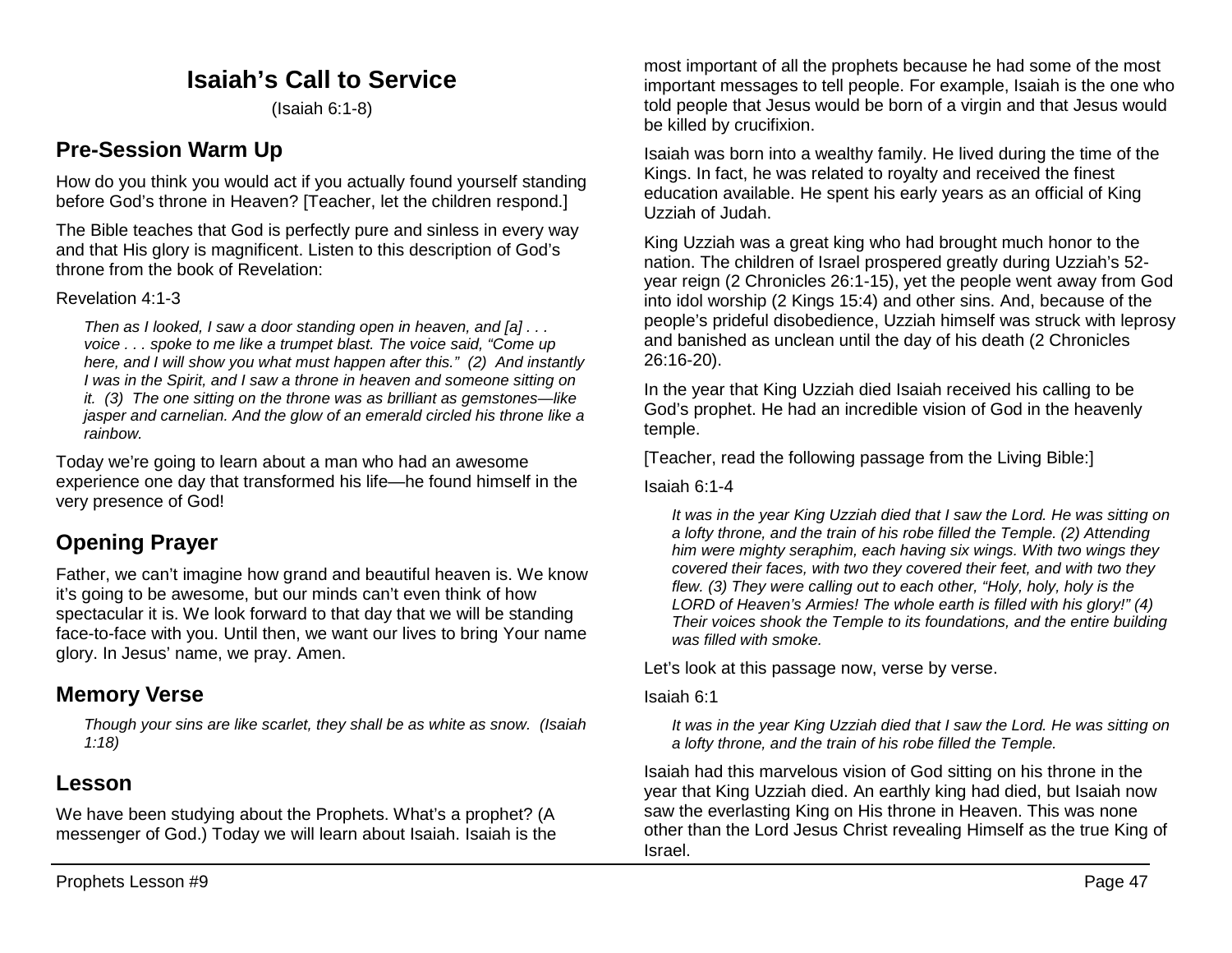# Isaiah's Call to Service

(Isaiah 6:1-8)

## Pre-Session Warm Up

How do you think you would act if you actually found yourself standing before God's throne in Heaven? [Teacher, let the children respond.]

The Bible teaches that God is perfectly pure and sinless in every way and that His glory is magnificent. Listen to this description of God's throne from the book of Revelation:

Revelation 4:1-3

> *Then as I looked, I saw a door standing open in heaven, and [a] . . . voice . . . spoke to me like a trumpet blast. The voice said, "Come up here, and I will show you what must happen after this." (2) And instantly I was in the Spirit, and I saw a throne in heaven and someone sitting on it. (3) The one sitting on the throne was as brilliant as gemstones—like jasper and carnelian. And the glow of an emerald circled his throne like a rainbow.*

Today we're going to learn about a man who had an awesome experience one day that transformed his life—he found himself in the very presence of God!

## Opening Prayer

Father, we can't imagine how grand and beautiful heaven is. We know it's going to be awesome, but our minds can't even think of how spectacular it is. We look forward to that day that we will be standing face-to-face with you. Until then, we want our lives to bring Your name glory. In Jesus' name, we pray. Amen.

## Memory Verse

> *Though your sins are like scarlet, they shall be as white as snow. (Isaiah 1:18)*

## Lesson

We have been studying about the Prophets. What's a prophet? (A messenger of God.) Today we will learn about Isaiah. Isaiah is the most important of all the prophets because he had some of the most important messages to tell people. For example, Isaiah is the one who told people that Jesus would be born of a virgin and that Jesus would be killed by crucifixion.

Isaiah was born into a wealthy family. He lived during the time of the Kings. In fact, he was related to royalty and received the finest education available. He spent his early years as an official of King Uzziah of Judah.

King Uzziah was a great king who had brought much honor to the nation. The children of Israel prospered greatly during Uzziah's 52-year reign (2 Chronicles 26:1-15), yet the people went away from God into idol worship (2 Kings 15:4) and other sins. And, because of the people's prideful disobedience, Uzziah himself was struck with leprosy and banished as unclean until the day of his death (2 Chronicles 26:16-20).

In the year that King Uzziah died Isaiah received his calling to be God's prophet. He had an incredible vision of God in the heavenly temple.

[Teacher, read the following passage from the Living Bible:]

Isaiah 6:1-4

> *It was in the year King Uzziah died that I saw the Lord. He was sitting on a lofty throne, and the train of his robe filled the Temple. (2) Attending him were mighty seraphim, each having six wings. With two wings they covered their faces, with two they covered their feet, and with two they flew. (3) They were calling out to each other, "Holy, holy, holy is the LORD of Heaven's Armies! The whole earth is filled with his glory!" (4) Their voices shook the Temple to its foundations, and the entire building was filled with smoke.*

Let's look at this passage now, verse by verse.

Isaiah 6:1

> *It was in the year King Uzziah died that I saw the Lord. He was sitting on a lofty throne, and the train of his robe filled the Temple.*

Isaiah had this marvelous vision of God sitting on his throne in the year that King Uzziah died. An earthly king had died, but Isaiah now saw the everlasting King on His throne in Heaven. This was none other than the Lord Jesus Christ revealing Himself as the true King of Israel.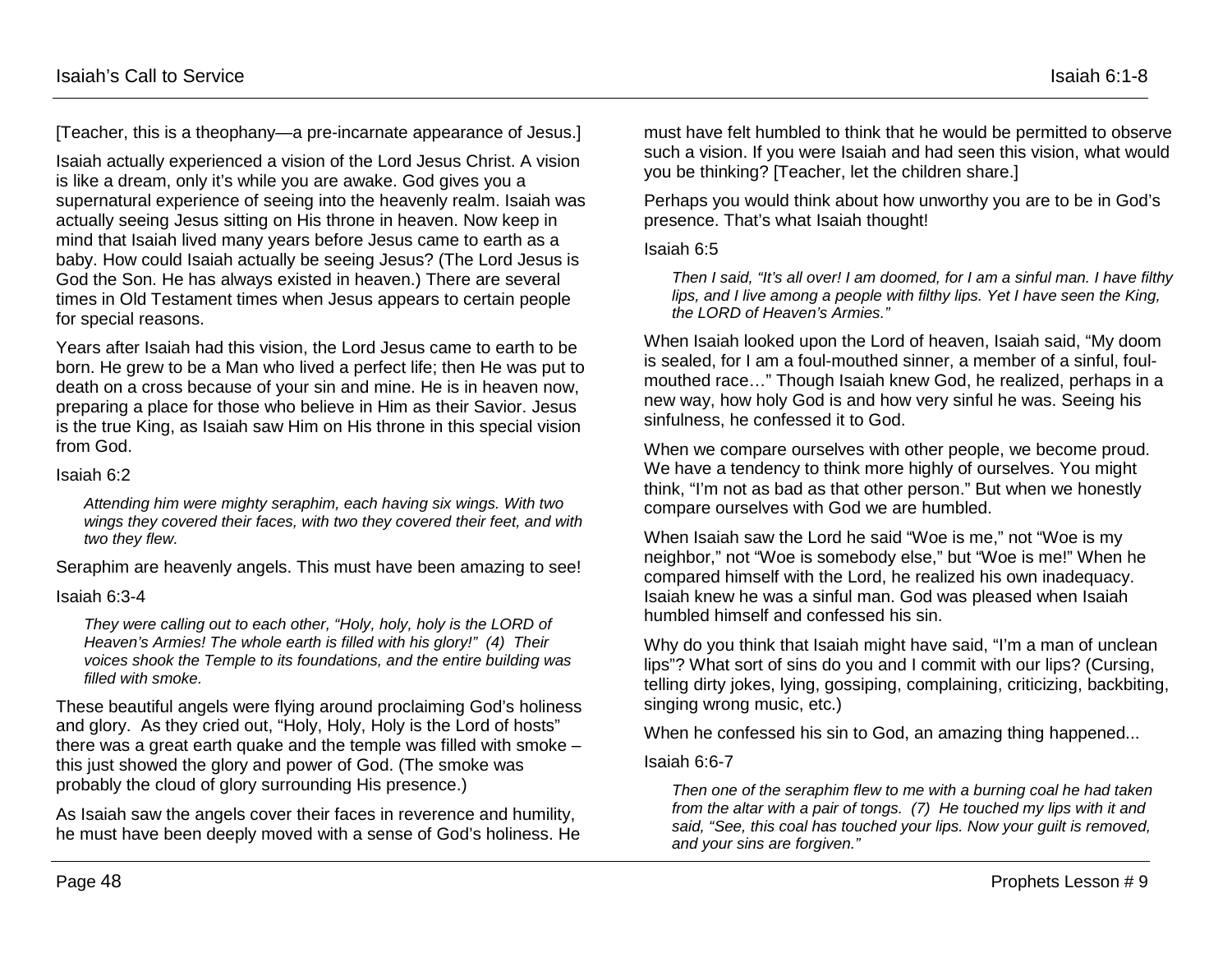[Teacher, this is a theophany—a pre-incarnate appearance of Jesus.]

Isaiah actually experienced a vision of the Lord Jesus Christ. A vision is like a dream, only it's while you are awake. God gives you a supernatural experience of seeing into the heavenly realm. Isaiah was actually seeing Jesus sitting on His throne in heaven. Now keep in mind that Isaiah lived many years before Jesus came to earth as a baby. How could Isaiah actually be seeing Jesus? (The Lord Jesus is God the Son. He has always existed in heaven.) There are several times in Old Testament times when Jesus appears to certain people for special reasons.

Years after Isaiah had this vision, the Lord Jesus came to earth to be born. He grew to be a Man who lived a perfect life; then He was put to death on a cross because of your sin and mine. He is in heaven now, preparing a place for those who believe in Him as their Savior. Jesus is the true King, as Isaiah saw Him on His throne in this special vision from God.

Isaiah 6:2

> *Attending him were mighty seraphim, each having six wings. With two wings they covered their faces, with two they covered their feet, and with two they flew.*

Seraphim are heavenly angels. This must have been amazing to see!

Isaiah 6:3-4

> *They were calling out to each other, "Holy, holy, holy is the LORD of Heaven's Armies! The whole earth is filled with his glory!" (4) Their voices shook the Temple to its foundations, and the entire building was filled with smoke.*

These beautiful angels were flying around proclaiming God's holiness and glory. As they cried out, "Holy, Holy, Holy is the Lord of hosts" there was a great earth quake and the temple was filled with smoke – this just showed the glory and power of God. (The smoke was probably the cloud of glory surrounding His presence.)

As Isaiah saw the angels cover their faces in reverence and humility, he must have been deeply moved with a sense of God's holiness. He must have felt humbled to think that he would be permitted to observe such a vision. If you were Isaiah and had seen this vision, what would you be thinking? [Teacher, let the children share.]

Perhaps you would think about how unworthy you are to be in God's presence. That's what Isaiah thought!

Isaiah 6:5

> *Then I said, "It's all over! I am doomed, for I am a sinful man. I have filthy lips, and I live among a people with filthy lips. Yet I have seen the King, the LORD of Heaven's Armies."*

When Isaiah looked upon the Lord of heaven, Isaiah said, "My doom is sealed, for I am a foul-mouthed sinner, a member of a sinful, foul-mouthed race…" Though Isaiah knew God, he realized, perhaps in a new way, how holy God is and how very sinful he was. Seeing his sinfulness, he confessed it to God.

When we compare ourselves with other people, we become proud. We have a tendency to think more highly of ourselves. You might think, "I'm not as bad as that other person." But when we honestly compare ourselves with God we are humbled.

When Isaiah saw the Lord he said "Woe is me," not "Woe is my neighbor," not "Woe is somebody else," but "Woe is me!" When he compared himself with the Lord, he realized his own inadequacy. Isaiah knew he was a sinful man. God was pleased when Isaiah humbled himself and confessed his sin.

Why do you think that Isaiah might have said, "I'm a man of unclean lips"? What sort of sins do you and I commit with our lips? (Cursing, telling dirty jokes, lying, gossiping, complaining, criticizing, backbiting, singing wrong music, etc.)

When he confessed his sin to God, an amazing thing happened...

Isaiah 6:6-7

> *Then one of the seraphim flew to me with a burning coal he had taken from the altar with a pair of tongs. (7) He touched my lips with it and said, "See, this coal has touched your lips. Now your guilt is removed, and your sins are forgiven."*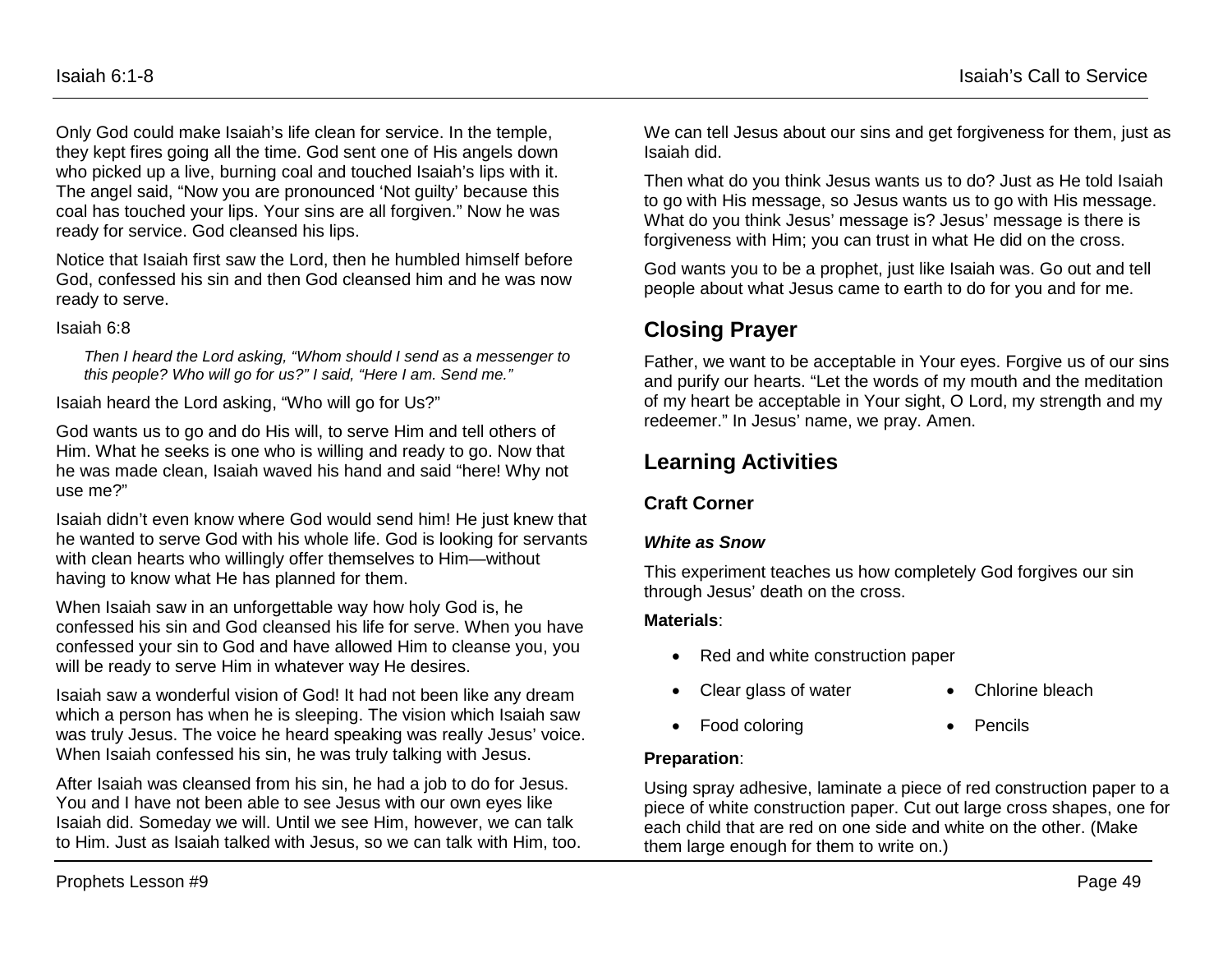Only God could make Isaiah's life clean for service. In the temple, they kept fires going all the time. God sent one of His angels down who picked up a live, burning coal and touched Isaiah's lips with it. The angel said, "Now you are pronounced 'Not guilty' because this coal has touched your lips. Your sins are all forgiven." Now he was ready for service. God cleansed his lips.

Notice that Isaiah first saw the Lord, then he humbled himself before God, confessed his sin and then God cleansed him and he was now ready to serve.

Isaiah 6:8

> *Then I heard the Lord asking, "Whom should I send as a messenger to this people? Who will go for us?" I said, "Here I am. Send me."*

Isaiah heard the Lord asking, "Who will go for Us?"

God wants us to go and do His will, to serve Him and tell others of Him. What he seeks is one who is willing and ready to go. Now that he was made clean, Isaiah waved his hand and said "here! Why not use me?"

Isaiah didn't even know where God would send him! He just knew that he wanted to serve God with his whole life. God is looking for servants with clean hearts who willingly offer themselves to Him—without having to know what He has planned for them.

When Isaiah saw in an unforgettable way how holy God is, he confessed his sin and God cleansed his life for serve. When you have confessed your sin to God and have allowed Him to cleanse you, you will be ready to serve Him in whatever way He desires.

Isaiah saw a wonderful vision of God! It had not been like any dream which a person has when he is sleeping. The vision which Isaiah saw was truly Jesus. The voice he heard speaking was really Jesus' voice. When Isaiah confessed his sin, he was truly talking with Jesus.

After Isaiah was cleansed from his sin, he had a job to do for Jesus. You and I have not been able to see Jesus with our own eyes like Isaiah did. Someday we will. Until we see Him, however, we can talk to Him. Just as Isaiah talked with Jesus, so we can talk with Him, too. We can tell Jesus about our sins and get forgiveness for them, just as Isaiah did.

Then what do you think Jesus wants us to do? Just as He told Isaiah to go with His message, so Jesus wants us to go with His message. What do you think Jesus' message is? Jesus' message is there is forgiveness with Him; you can trust in what He did on the cross.

God wants you to be a prophet, just like Isaiah was. Go out and tell people about what Jesus came to earth to do for you and for me.

## Closing Prayer

Father, we want to be acceptable in Your eyes. Forgive us of our sins and purify our hearts. "Let the words of my mouth and the meditation of my heart be acceptable in Your sight, O Lord, my strength and my redeemer." In Jesus' name, we pray. Amen.

## Learning Activities

### Craft Corner

#### *White as Snow*

This experiment teaches us how completely God forgives our sin through Jesus' death on the cross.

**Materials**:

- Red and white construction paper
- Clear glass of water
- Chlorine bleach
- Food coloring
- Pencils

**Preparation**:

Using spray adhesive, laminate a piece of red construction paper to a piece of white construction paper. Cut out large cross shapes, one for each child that are red on one side and white on the other. (Make them large enough for them to write on.)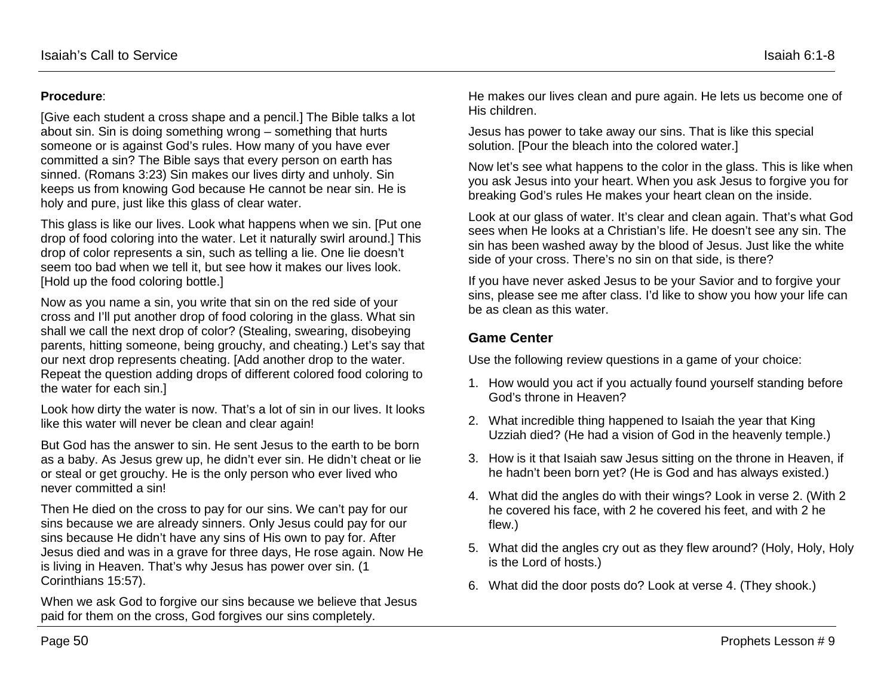**Procedure**:

[Give each student a cross shape and a pencil.] The Bible talks a lot about sin. Sin is doing something wrong – something that hurts someone or is against God's rules. How many of you have ever committed a sin? The Bible says that every person on earth has sinned. (Romans 3:23) Sin makes our lives dirty and unholy. Sin keeps us from knowing God because He cannot be near sin. He is holy and pure, just like this glass of clear water.

This glass is like our lives. Look what happens when we sin. [Put one drop of food coloring into the water. Let it naturally swirl around.] This drop of color represents a sin, such as telling a lie. One lie doesn't seem too bad when we tell it, but see how it makes our lives look. [Hold up the food coloring bottle.]

Now as you name a sin, you write that sin on the red side of your cross and I'll put another drop of food coloring in the glass. What sin shall we call the next drop of color? (Stealing, swearing, disobeying parents, hitting someone, being grouchy, and cheating.) Let's say that our next drop represents cheating. [Add another drop to the water. Repeat the question adding drops of different colored food coloring to the water for each sin.]

Look how dirty the water is now. That's a lot of sin in our lives. It looks like this water will never be clean and clear again!

But God has the answer to sin. He sent Jesus to the earth to be born as a baby. As Jesus grew up, he didn't ever sin. He didn't cheat or lie or steal or get grouchy. He is the only person who ever lived who never committed a sin!

Then He died on the cross to pay for our sins. We can't pay for our sins because we are already sinners. Only Jesus could pay for our sins because He didn't have any sins of His own to pay for. After Jesus died and was in a grave for three days, He rose again. Now He is living in Heaven. That's why Jesus has power over sin. (1 Corinthians 15:57).

When we ask God to forgive our sins because we believe that Jesus paid for them on the cross, God forgives our sins completely. He makes our lives clean and pure again. He lets us become one of His children.

Jesus has power to take away our sins. That is like this special solution. [Pour the bleach into the colored water.]

Now let's see what happens to the color in the glass. This is like when you ask Jesus into your heart. When you ask Jesus to forgive you for breaking God's rules He makes your heart clean on the inside.

Look at our glass of water. It's clear and clean again. That's what God sees when He looks at a Christian's life. He doesn't see any sin. The sin has been washed away by the blood of Jesus. Just like the white side of your cross. There's no sin on that side, is there?

If you have never asked Jesus to be your Savior and to forgive your sins, please see me after class. I'd like to show you how your life can be as clean as this water.

## Game Center

Use the following review questions in a game of your choice:

1. How would you act if you actually found yourself standing before God's throne in Heaven?
2. What incredible thing happened to Isaiah the year that King Uzziah died? (He had a vision of God in the heavenly temple.)
3. How is it that Isaiah saw Jesus sitting on the throne in Heaven, if he hadn't been born yet? (He is God and has always existed.)
4. What did the angles do with their wings? Look in verse 2. (With 2 he covered his face, with 2 he covered his feet, and with 2 he flew.)
5. What did the angles cry out as they flew around? (Holy, Holy, Holy is the Lord of hosts.)
6. What did the door posts do? Look at verse 4. (They shook.)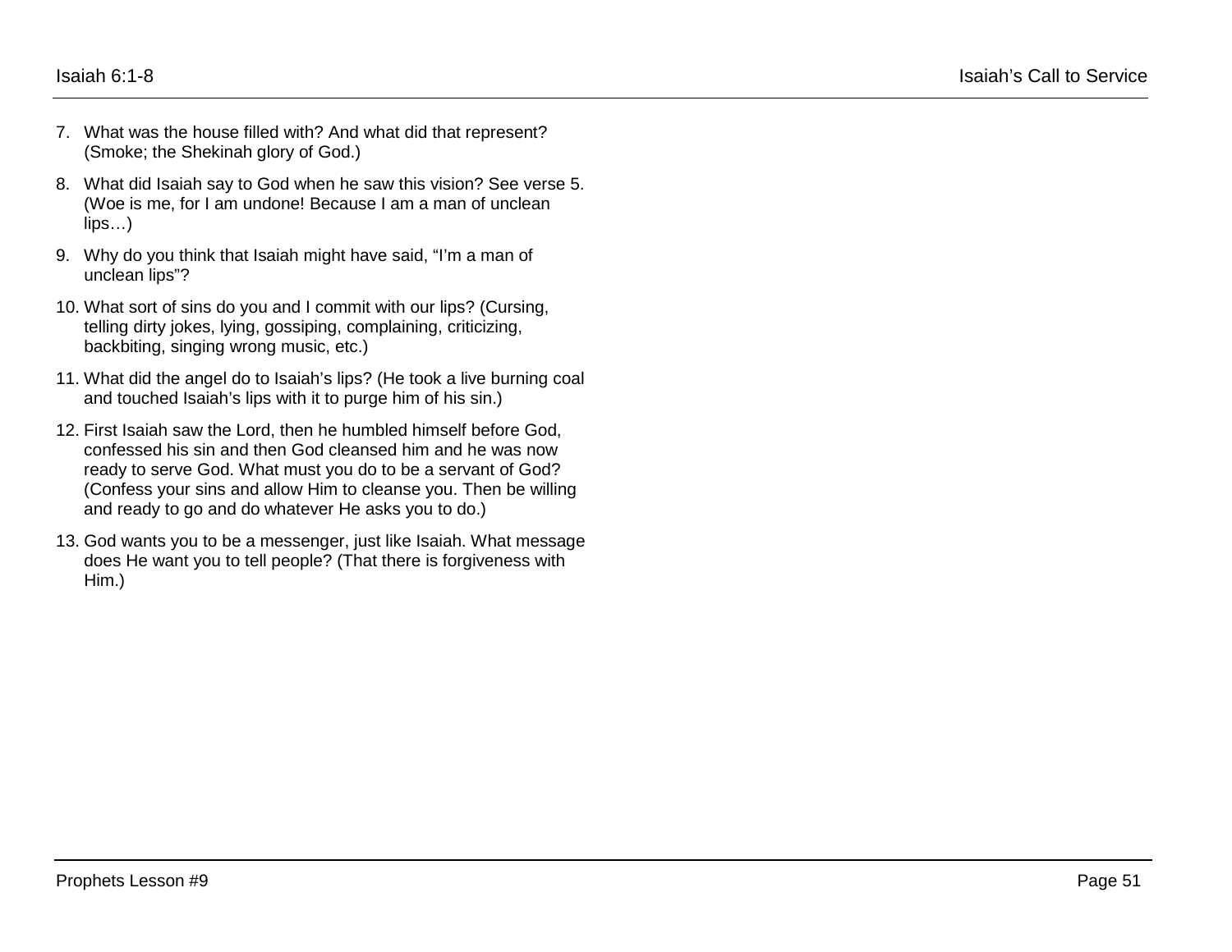7. What was the house filled with? And what did that represent? (Smoke; the Shekinah glory of God.)
8. What did Isaiah say to God when he saw this vision? See verse 5. (Woe is me, for I am undone! Because I am a man of unclean lips…)
9. Why do you think that Isaiah might have said, "I'm a man of unclean lips"?
10. What sort of sins do you and I commit with our lips? (Cursing, telling dirty jokes, lying, gossiping, complaining, criticizing, backbiting, singing wrong music, etc.)
11. What did the angel do to Isaiah's lips? (He took a live burning coal and touched Isaiah's lips with it to purge him of his sin.)
12. First Isaiah saw the Lord, then he humbled himself before God, confessed his sin and then God cleansed him and he was now ready to serve God. What must you do to be a servant of God? (Confess your sins and allow Him to cleanse you. Then be willing and ready to go and do whatever He asks you to do.)
13. God wants you to be a messenger, just like Isaiah. What message does He want you to tell people? (That there is forgiveness with Him.)